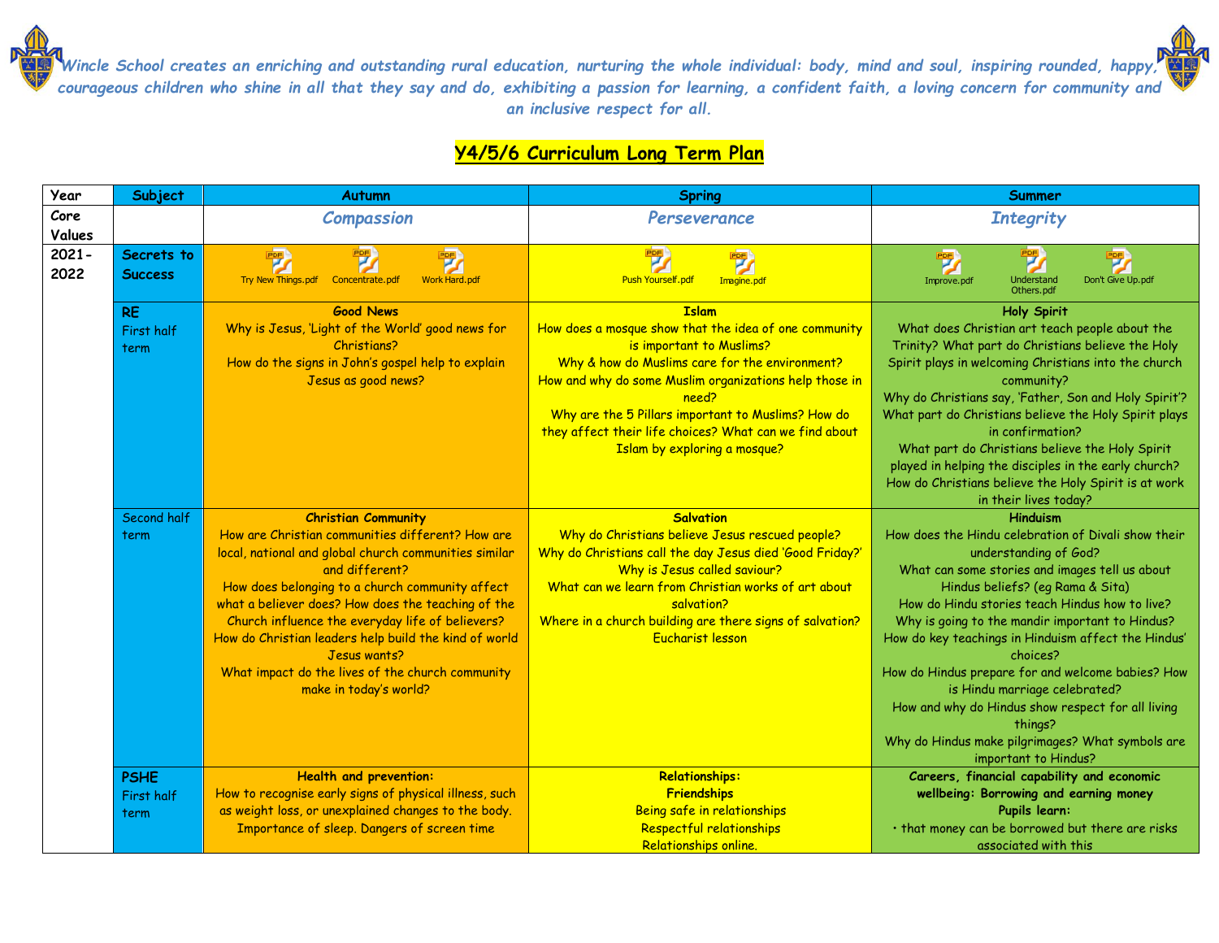*Wincle School creates an enriching and outstanding rural education, nurturing the whole individual: body, mind and soul, inspiring rounded, happy, courageous children who shine in all that they say and do, exhibiting a passion for learning, a confident faith, a loving concern for community and an inclusive respect for all.*

# Y4/5/6 Curriculum Long Term Plan

| Year | Subject | Autumn | Spring | Summer |
|---|---|---|---|---|
| Core Values | | *Compassion* | *Perseverance* | *Integrity* |
| 2021-2022 | **Secrets to Success** | Try New Things.pdf Concentrate.pdf Work Hard.pdf | Push Yourself.pdf Imagine.pdf | Improve.pdf Understand Others.pdf Don't Give Up.pdf |
| | **RE** First half term | **Good News**<br>Why is Jesus, 'Light of the World' good news for Christians?<br>How do the signs in John's gospel help to explain Jesus as good news? | **Islam**<br>How does a mosque show that the idea of one community is important to Muslims?<br>Why & how do Muslims care for the environment?<br>How and why do some Muslim organizations help those in need?<br>Why are the 5 Pillars important to Muslims? How do they affect their life choices? What can we find about Islam by exploring a mosque? | **Holy Spirit**<br>What does Christian art teach people about the Trinity? What part do Christians believe the Holy Spirit plays in welcoming Christians into the church community?<br>Why do Christians say, 'Father, Son and Holy Spirit'?<br>What part do Christians believe the Holy Spirit plays in confirmation?<br>What part do Christians believe the Holy Spirit played in helping the disciples in the early church?<br>How do Christians believe the Holy Spirit is at work in their lives today? |
| | Second half term | **Christian Community**<br>How are Christian communities different? How are local, national and global church communities similar and different?<br>How does belonging to a church community affect what a believer does? How does the teaching of the Church influence the everyday life of believers?<br>How do Christian leaders help build the kind of world Jesus wants?<br>What impact do the lives of the church community make in today's world? | **Salvation**<br>Why do Christians believe Jesus rescued people?<br>Why do Christians call the day Jesus died 'Good Friday?'<br>Why is Jesus called saviour?<br>What can we learn from Christian works of art about salvation?<br>Where in a church building are there signs of salvation?<br>Eucharist lesson | **Hinduism**<br>How does the Hindu celebration of Divali show their understanding of God?<br>What can some stories and images tell us about Hindus beliefs? (eg Rama & Sita)<br>How do Hindu stories teach Hindus how to live?<br>Why is going to the mandir important to Hindus?<br>How do key teachings in Hinduism affect the Hindus' choices?<br>How do Hindus prepare for and welcome babies? How is Hindu marriage celebrated?<br>How and why do Hindus show respect for all living things?<br>Why do Hindus make pilgrimages? What symbols are important to Hindus? |
| | **PSHE** First half term | **Health and prevention:**<br>How to recognise early signs of physical illness, such as weight loss, or unexplained changes to the body.<br>Importance of sleep. Dangers of screen time | **Relationships:**<br>**Friendships**<br>Being safe in relationships<br>Respectful relationships<br>Relationships online. | **Careers, financial capability and economic wellbeing: Borrowing and earning money**<br>**Pupils learn:**<br>• that money can be borrowed but there are risks associated with this |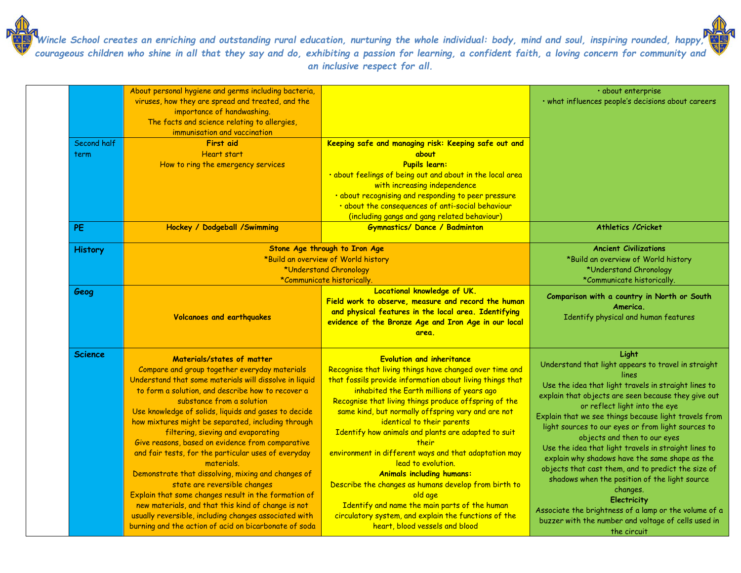*Wincle School creates an enriching and outstanding rural education, nurturing the whole individual: body, mind and soul, inspiring rounded, happy, courageous children who shine in all that they say and do, exhibiting a passion for learning, a confident faith, a loving concern for community and an inclusive respect for all.*

| | | | | |
|---|---|---|---|---|
| | | About personal hygiene and germs including bacteria, viruses, how they are spread and treated, and the importance of handwashing.<br>The facts and science relating to allergies, immunisation and vaccination | | • about enterprise<br>• what influences people's decisions about careers |
| | Second half term | **First aid**<br>Heart start<br>How to ring the emergency services | **Keeping safe and managing risk: Keeping safe out and about**<br>**Pupils learn:**<br>• about feelings of being out and about in the local area with increasing independence<br>• about recognising and responding to peer pressure<br>• about the consequences of anti-social behaviour (including gangs and gang related behaviour) | |
| | **PE** | **Hockey / Dodgeball /Swimming** | **Gymnastics/ Dance / Badminton** | **Athletics /Cricket** |
| | **History** | **Stone Age through to Iron Age**<br>*Build an overview of World history<br>*Understand Chronology<br>*Communicate historically. | | **Ancient Civilizations**<br>*Build an overview of World history<br>*Understand Chronology<br>*Communicate historically. |
| | **Geog** | **Volcanoes and earthquakes** | **Locational knowledge of UK.**<br>**Field work to observe, measure and record the human and physical features in the local area. Identifying evidence of the Bronze Age and Iron Age in our local area.** | **Comparison with a country in North or South America.**<br>Identify physical and human features |
| | **Science** | **Materials/states of matter**<br>Compare and group together everyday materials<br>Understand that some materials will dissolve in liquid to form a solution, and describe how to recover a substance from a solution<br>Use knowledge of solids, liquids and gases to decide how mixtures might be separated, including through filtering, sieving and evaporating<br>Give reasons, based on evidence from comparative and fair tests, for the particular uses of everyday materials.<br>Demonstrate that dissolving, mixing and changes of state are reversible changes<br>Explain that some changes result in the formation of new materials, and that this kind of change is not usually reversible, including changes associated with burning and the action of acid on bicarbonate of soda | **Evolution and inheritance**<br>Recognise that living things have changed over time and that fossils provide information about living things that inhabited the Earth millions of years ago<br>Recognise that living things produce offspring of the same kind, but normally offspring vary and are not identical to their parents<br>Identify how animals and plants are adapted to suit their environment in different ways and that adaptation may lead to evolution.<br>**Animals including humans:**<br>Describe the changes as humans develop from birth to old age<br>Identify and name the main parts of the human circulatory system, and explain the functions of the heart, blood vessels and blood | **Light**<br>Understand that light appears to travel in straight lines<br>Use the idea that light travels in straight lines to explain that objects are seen because they give out or reflect light into the eye<br>Explain that we see things because light travels from light sources to our eyes or from light sources to objects and then to our eyes<br>Use the idea that light travels in straight lines to explain why shadows have the same shape as the objects that cast them, and to predict the size of shadows when the position of the light source changes.<br>**Electricity**<br>Associate the brightness of a lamp or the volume of a buzzer with the number and voltage of cells used in the circuit |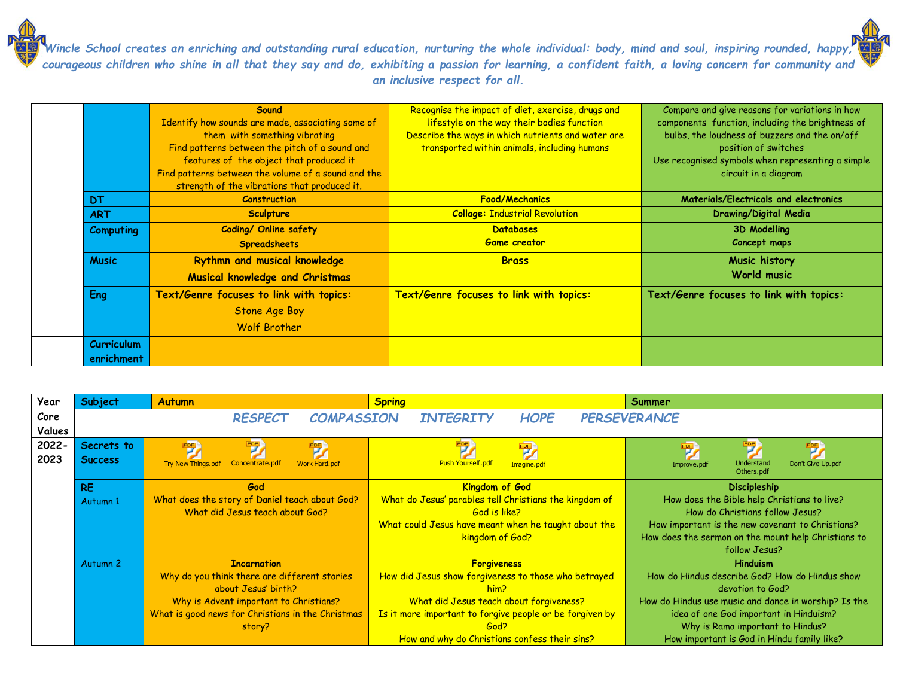*Wincle School creates an enriching and outstanding rural education, nurturing the whole individual: body, mind and soul, inspiring rounded, happy, courageous children who shine in all that they say and do, exhibiting a passion for learning, a confident faith, a loving concern for community and an inclusive respect for all.*

| | | | | |
|---|---|---|---|---|
| | | **Sound**<br>Identify how sounds are made, associating some of them with something vibrating<br>Find patterns between the pitch of a sound and features of the object that produced it<br>Find patterns between the volume of a sound and the strength of the vibrations that produced it. | Recognise the impact of diet, exercise, drugs and lifestyle on the way their bodies function<br>Describe the ways in which nutrients and water are transported within animals, including humans | Compare and give reasons for variations in how components function, including the brightness of bulbs, the loudness of buzzers and the on/off position of switches<br>Use recognised symbols when representing a simple circuit in a diagram |
| | **DT** | **Construction** | **Food/Mechanics** | **Materials/Electricals and electronics** |
| | **ART** | **Sculpture** | **Collage:** Industrial Revolution | **Drawing/Digital Media** |
| | **Computing** | **Coding/ Online safety**<br>**Spreadsheets** | **Databases**<br>**Game creator** | **3D Modelling**<br>**Concept maps** |
| | **Music** | **Rythmn and musical knowledge**<br>**Musical knowledge and Christmas** | **Brass** | **Music history**<br>**World music** |
| | **Eng** | **Text/Genre focuses to link with topics:**<br>Stone Age Boy<br>Wolf Brother | **Text/Genre focuses to link with topics:** | **Text/Genre focuses to link with topics:** |
| | **Curriculum enrichment** | | | |

| Year | Subject | Autumn | Spring | Summer |
|---|---|---|---|---|
| Core Values | *RESPECT COMPASSION INTEGRITY HOPE PERSEVERANCE* | | | |
| 2022-2023 | **Secrets to Success** | Try New Things.pdf Concentrate.pdf Work Hard.pdf | Push Yourself.pdf Imagine.pdf | Improve.pdf Understand Others.pdf Don't Give Up.pdf |
| | **RE**<br>Autumn 1 | **God**<br>What does the story of Daniel teach about God?<br>What did Jesus teach about God? | **Kingdom of God**<br>What do Jesus' parables tell Christians the kingdom of God is like?<br>What could Jesus have meant when he taught about the kingdom of God? | **Discipleship**<br>How does the Bible help Christians to live?<br>How do Christians follow Jesus?<br>How important is the new covenant to Christians?<br>How does the sermon on the mount help Christians to follow Jesus? |
| | Autumn 2 | **Incarnation**<br>Why do you think there are different stories about Jesus' birth?<br>Why is Advent important to Christians?<br>What is good news for Christians in the Christmas story? | **Forgiveness**<br>How did Jesus show forgiveness to those who betrayed him?<br>What did Jesus teach about forgiveness?<br>Is it more important to forgive people or be forgiven by God?<br>How and why do Christians confess their sins? | **Hinduism**<br>How do Hindus describe God? How do Hindus show devotion to God?<br>How do Hindus use music and dance in worship? Is the idea of one God important in Hinduism?<br>Why is Rama important to Hindus?<br>How important is God in Hindu family like? |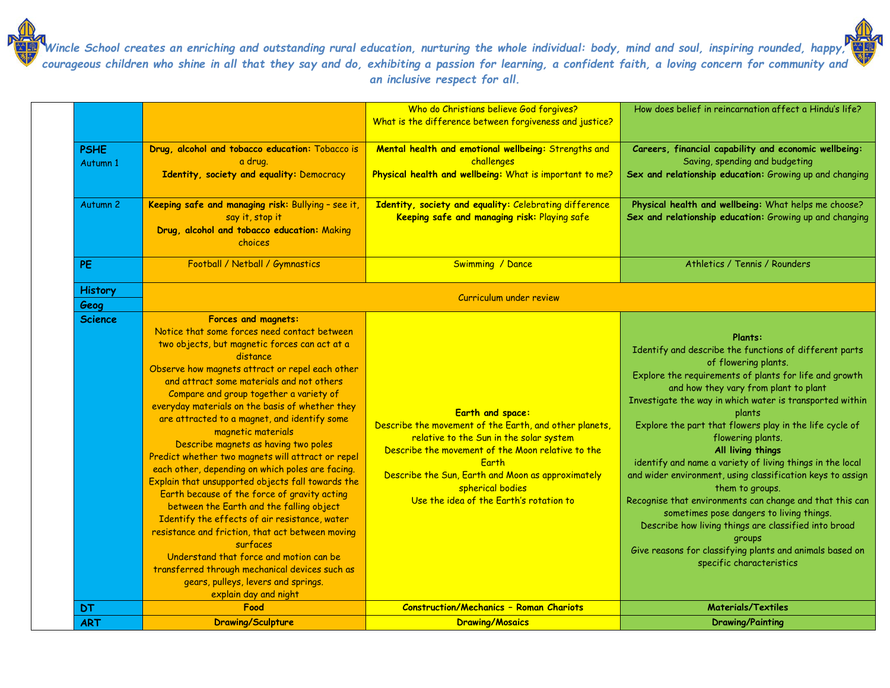*Wincle School creates an enriching and outstanding rural education, nurturing the whole individual: body, mind and soul, inspiring rounded, happy, courageous children who shine in all that they say and do, exhibiting a passion for learning, a confident faith, a loving concern for community and an inclusive respect for all.*

| | | | | |
|---|---|---|---|---|
| | | | Who do Christians believe God forgives?<br>What is the difference between forgiveness and justice? | How does belief in reincarnation affect a Hindu's life? |
| | **PSHE**<br>Autumn 1 | **Drug, alcohol and tobacco education:** Tobacco is a drug.<br>**Identity, society and equality:** Democracy | **Mental health and emotional wellbeing:** Strengths and challenges<br>**Physical health and wellbeing:** What is important to me? | **Careers, financial capability and economic wellbeing:** Saving, spending and budgeting<br>**Sex and relationship education:** Growing up and changing |
| | Autumn 2 | **Keeping safe and managing risk:** Bullying – see it, say it, stop it<br>**Drug, alcohol and tobacco education:** Making choices | **Identity, society and equality:** Celebrating difference<br>**Keeping safe and managing risk:** Playing safe | **Physical health and wellbeing:** What helps me choose?<br>**Sex and relationship education:** Growing up and changing |
| | **PE** | Football / Netball / Gymnastics | Swimming / Dance | Athletics / Tennis / Rounders |
| | **History** | Curriculum under review | | |
| | **Geog** | | | |
| | **Science** | **Forces and magnets:**<br>Notice that some forces need contact between two objects, but magnetic forces can act at a distance<br>Observe how magnets attract or repel each other and attract some materials and not others<br>Compare and group together a variety of everyday materials on the basis of whether they are attracted to a magnet, and identify some magnetic materials<br>Describe magnets as having two poles<br>Predict whether two magnets will attract or repel each other, depending on which poles are facing.<br>Explain that unsupported objects fall towards the Earth because of the force of gravity acting between the Earth and the falling object<br>Identify the effects of air resistance, water resistance and friction, that act between moving surfaces<br>Understand that force and motion can be transferred through mechanical devices such as gears, pulleys, levers and springs.<br>explain day and night | **Earth and space:**<br>Describe the movement of the Earth, and other planets, relative to the Sun in the solar system<br>Describe the movement of the Moon relative to the Earth<br>Describe the Sun, Earth and Moon as approximately spherical bodies<br>Use the idea of the Earth's rotation to | **Plants:**<br>Identify and describe the functions of different parts of flowering plants.<br>Explore the requirements of plants for life and growth and how they vary from plant to plant<br>Investigate the way in which water is transported within plants<br>Explore the part that flowers play in the life cycle of flowering plants.<br>**All living things**<br>identify and name a variety of living things in the local and wider environment, using classification keys to assign them to groups.<br>Recognise that environments can change and that this can sometimes pose dangers to living things.<br>Describe how living things are classified into broad groups<br>Give reasons for classifying plants and animals based on specific characteristics |
| | **DT** | **Food** | **Construction/Mechanics – Roman Chariots** | **Materials/Textiles** |
| | **ART** | **Drawing/Sculpture** | **Drawing/Mosaics** | **Drawing/Painting** |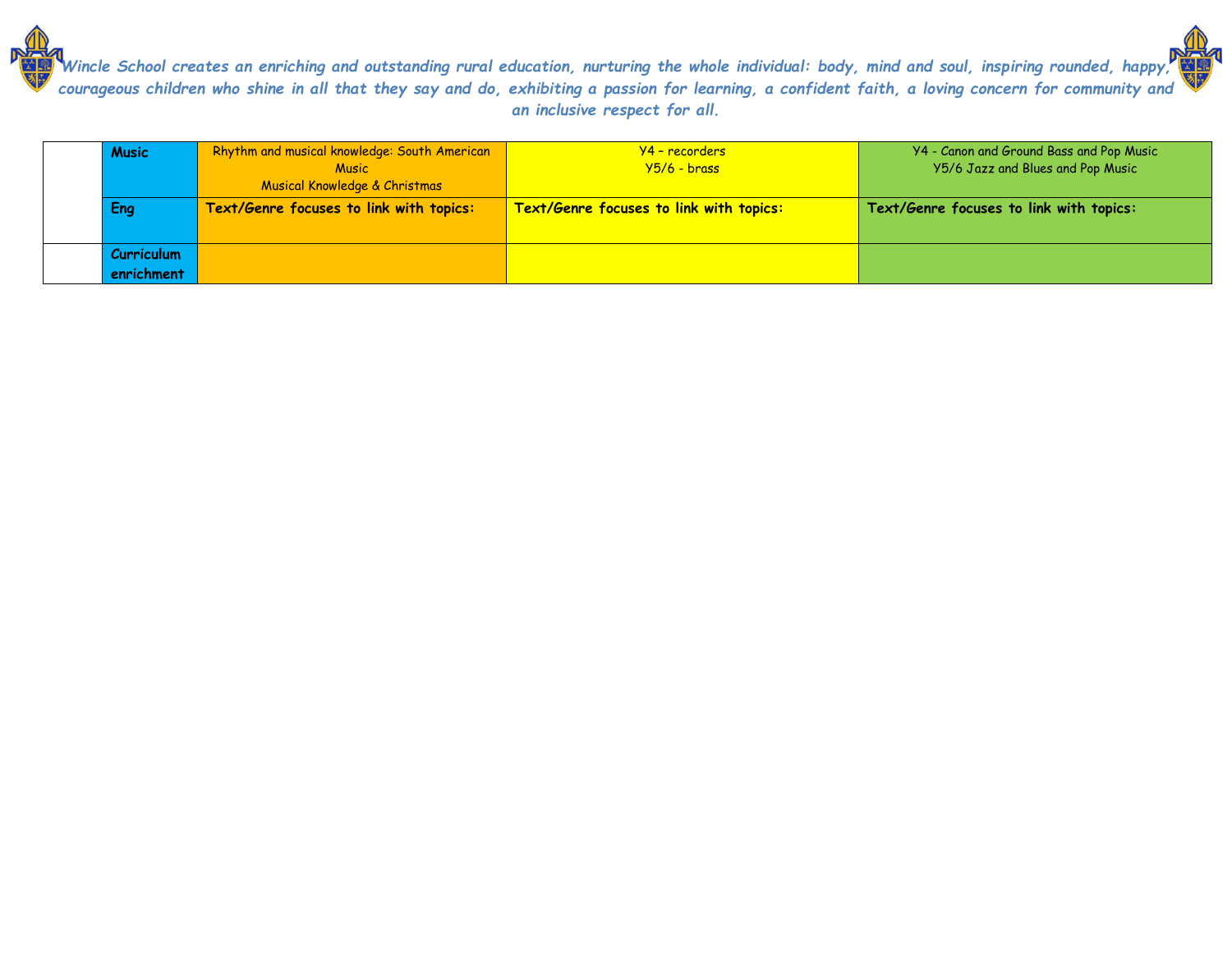*Wincle School creates an enriching and outstanding rural education, nurturing the whole individual: body, mind and soul, inspiring rounded, happy, courageous children who shine in all that they say and do, exhibiting a passion for learning, a confident faith, a loving concern for community and an inclusive respect for all.*

| | | | | |
|---|---|---|---|---|
| | **Music** | Rhythm and musical knowledge: South American Music<br>Musical Knowledge & Christmas | Y4 – recorders<br>Y5/6 - brass | Y4 - Canon and Ground Bass and Pop Music<br>Y5/6 Jazz and Blues and Pop Music |
| | **Eng** | **Text/Genre focuses to link with topics:** | **Text/Genre focuses to link with topics:** | **Text/Genre focuses to link with topics:** |
| | **Curriculum enrichment** | | | |